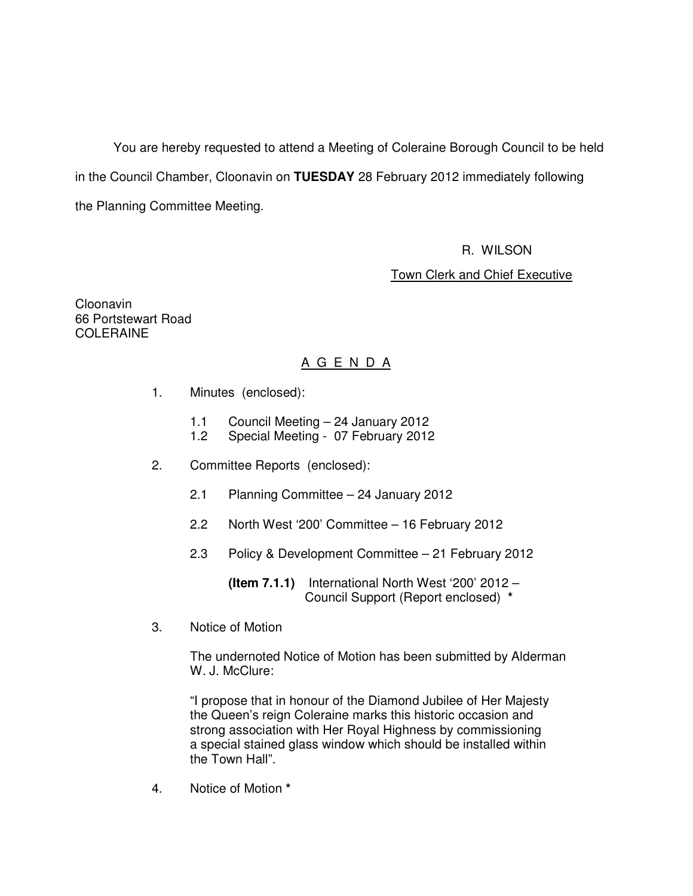You are hereby requested to attend a Meeting of Coleraine Borough Council to be held in the Council Chamber, Cloonavin on **TUESDAY** 28 February 2012 immediately following the Planning Committee Meeting.

R. WILSON

Town Clerk and Chief Executive

Cloonavin
66 Portstewart Road
COLERAINE

## A G E N D A

1. Minutes (enclosed):

   1.1 Council Meeting – 24 January 2012
   1.2 Special Meeting - 07 February 2012

2. Committee Reports (enclosed):

   2.1 Planning Committee – 24 January 2012

   2.2 North West '200' Committee – 16 February 2012

   2.3 Policy & Development Committee – 21 February 2012

   **(Item 7.1.1)** International North West '200' 2012 – Council Support (Report enclosed) *

3. Notice of Motion

   The undernoted Notice of Motion has been submitted by Alderman W. J. McClure:

   "I propose that in honour of the Diamond Jubilee of Her Majesty the Queen's reign Coleraine marks this historic occasion and strong association with Her Royal Highness by commissioning a special stained glass window which should be installed within the Town Hall".

4. Notice of Motion *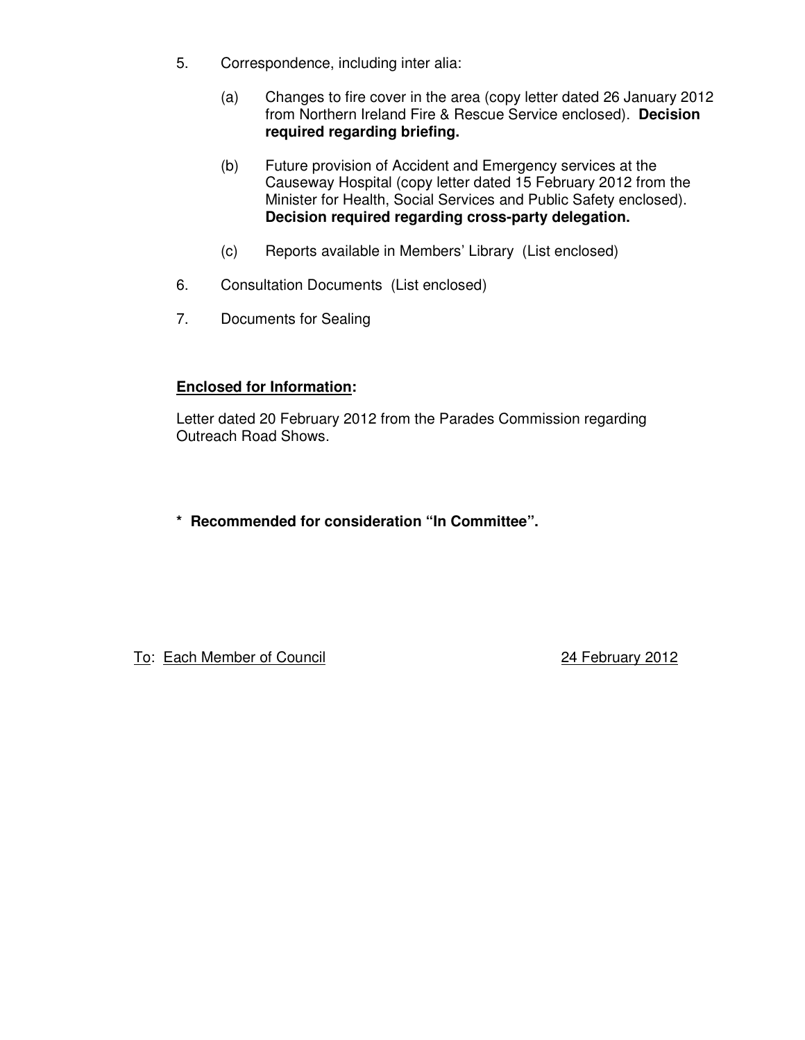5. Correspondence, including inter alia:

   (a) Changes to fire cover in the area (copy letter dated 26 January 2012 from Northern Ireland Fire & Rescue Service enclosed). **Decision required regarding briefing.**

   (b) Future provision of Accident and Emergency services at the Causeway Hospital (copy letter dated 15 February 2012 from the Minister for Health, Social Services and Public Safety enclosed). **Decision required regarding cross-party delegation.**

   (c) Reports available in Members' Library (List enclosed)

6. Consultation Documents (List enclosed)

7. Documents for Sealing

**<u>Enclosed for Information</u>:**

Letter dated 20 February 2012 from the Parades Commission regarding Outreach Road Shows.

**\* Recommended for consideration "In Committee".**

<u>To</u>: <u>Each Member of Council</u> <u>24 February 2012</u>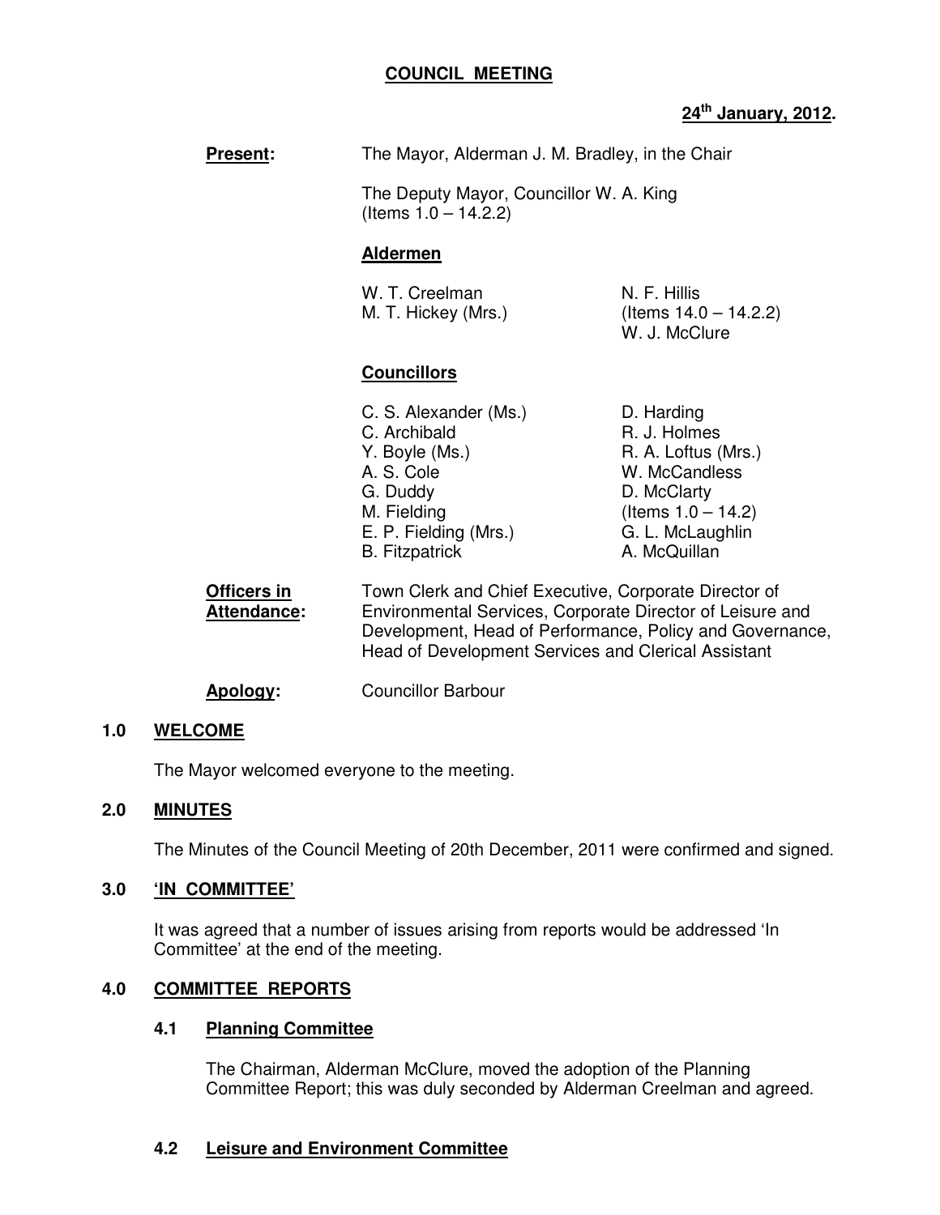**COUNCIL MEETING**

**24th January, 2012.**

**Present:** The Mayor, Alderman J. M. Bradley, in the Chair

The Deputy Mayor, Councillor W. A. King (Items 1.0 – 14.2.2)

**Aldermen**

W. T. Creelman
M. T. Hickey (Mrs.)
N. F. Hillis (Items 14.0 – 14.2.2)
W. J. McClure

**Councillors**

C. S. Alexander (Ms.)
C. Archibald
Y. Boyle (Ms.)
A. S. Cole
G. Duddy
M. Fielding
E. P. Fielding (Mrs.)
B. Fitzpatrick
D. Harding
R. J. Holmes
R. A. Loftus (Mrs.)
W. McCandless
D. McClarty (Items 1.0 – 14.2)
G. L. McLaughlin
A. McQuillan

**Officers in Attendance:** Town Clerk and Chief Executive, Corporate Director of Environmental Services, Corporate Director of Leisure and Development, Head of Performance, Policy and Governance, Head of Development Services and Clerical Assistant

**Apology:** Councillor Barbour

## 1.0 WELCOME

The Mayor welcomed everyone to the meeting.

## 2.0 MINUTES

The Minutes of the Council Meeting of 20th December, 2011 were confirmed and signed.

## 3.0 'IN COMMITTEE'

It was agreed that a number of issues arising from reports would be addressed 'In Committee' at the end of the meeting.

## 4.0 COMMITTEE REPORTS

### 4.1 Planning Committee

The Chairman, Alderman McClure, moved the adoption of the Planning Committee Report; this was duly seconded by Alderman Creelman and agreed.

### 4.2 Leisure and Environment Committee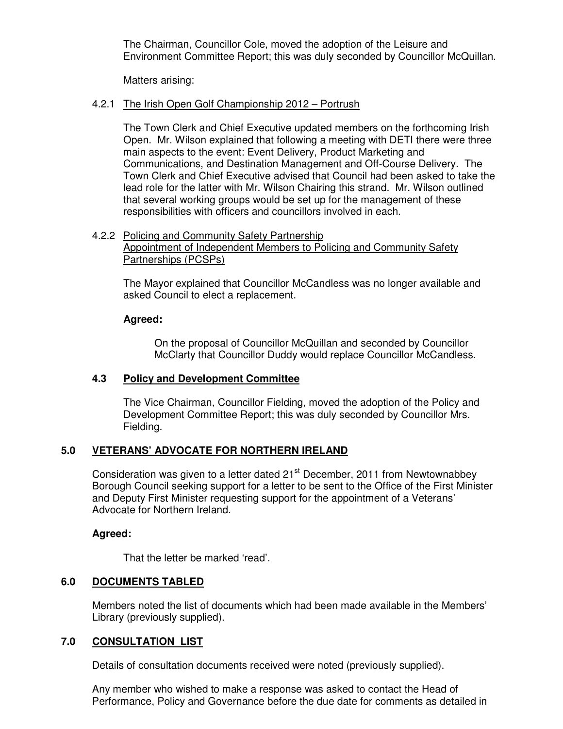The Chairman, Councillor Cole, moved the adoption of the Leisure and Environment Committee Report; this was duly seconded by Councillor McQuillan.

Matters arising:

4.2.1 The Irish Open Golf Championship 2012 – Portrush

The Town Clerk and Chief Executive updated members on the forthcoming Irish Open. Mr. Wilson explained that following a meeting with DETI there were three main aspects to the event: Event Delivery, Product Marketing and Communications, and Destination Management and Off-Course Delivery. The Town Clerk and Chief Executive advised that Council had been asked to take the lead role for the latter with Mr. Wilson Chairing this strand. Mr. Wilson outlined that several working groups would be set up for the management of these responsibilities with officers and councillors involved in each.

4.2.2 Policing and Community Safety Partnership
Appointment of Independent Members to Policing and Community Safety Partnerships (PCSPs)

The Mayor explained that Councillor McCandless was no longer available and asked Council to elect a replacement.

**Agreed:**

On the proposal of Councillor McQuillan and seconded by Councillor McClarty that Councillor Duddy would replace Councillor McCandless.

### 4.3 Policy and Development Committee

The Vice Chairman, Councillor Fielding, moved the adoption of the Policy and Development Committee Report; this was duly seconded by Councillor Mrs. Fielding.

## 5.0 VETERANS' ADVOCATE FOR NORTHERN IRELAND

Consideration was given to a letter dated 21st December, 2011 from Newtownabbey Borough Council seeking support for a letter to be sent to the Office of the First Minister and Deputy First Minister requesting support for the appointment of a Veterans' Advocate for Northern Ireland.

**Agreed:**

That the letter be marked 'read'.

## 6.0 DOCUMENTS TABLED

Members noted the list of documents which had been made available in the Members' Library (previously supplied).

## 7.0 CONSULTATION LIST

Details of consultation documents received were noted (previously supplied).

Any member who wished to make a response was asked to contact the Head of Performance, Policy and Governance before the due date for comments as detailed in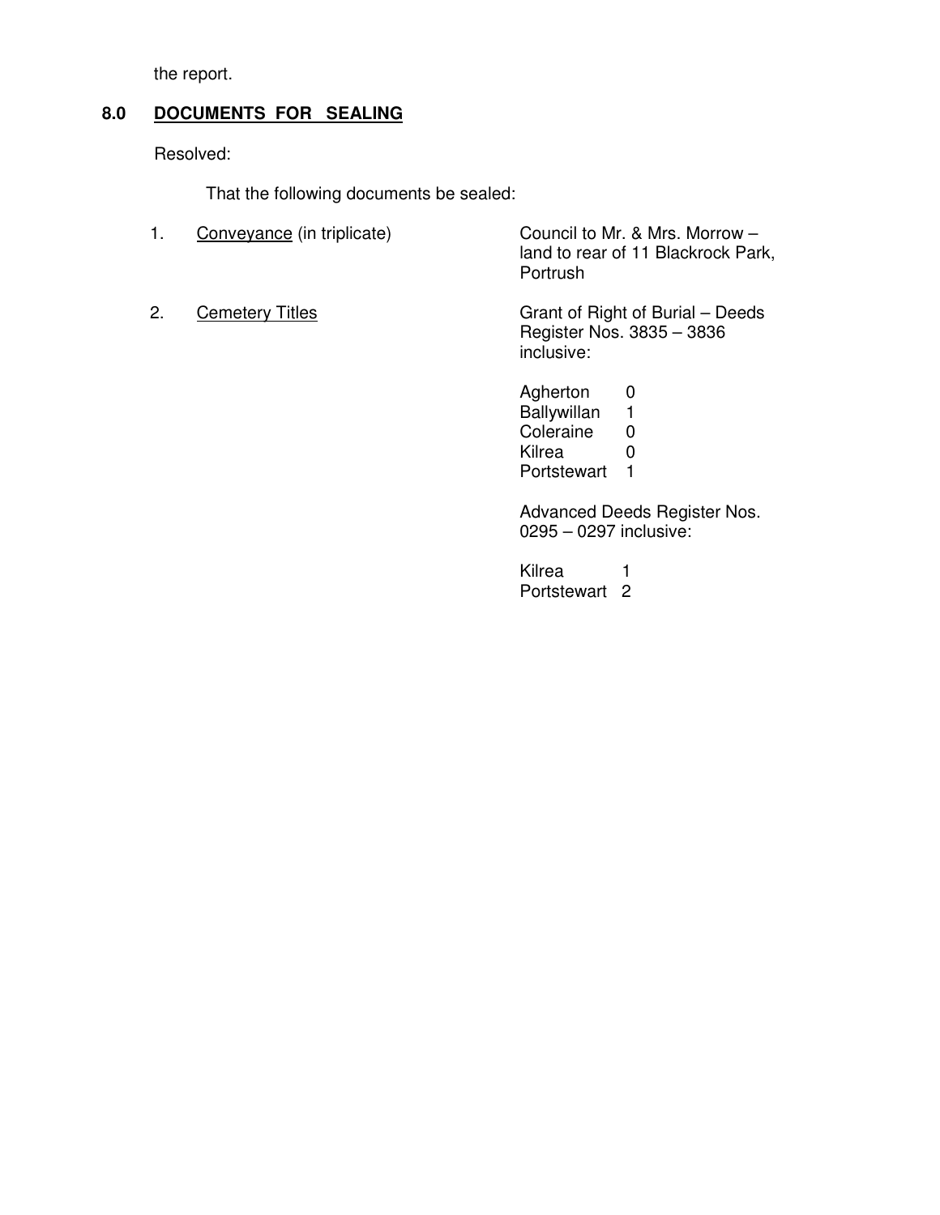the report.

## 8.0 DOCUMENTS FOR SEALING

Resolved:

That the following documents be sealed:

1. Conveyance (in triplicate) — Council to Mr. & Mrs. Morrow – land to rear of 11 Blackrock Park, Portrush

2. Cemetery Titles — Grant of Right of Burial – Deeds Register Nos. 3835 – 3836 inclusive:

| | |
|---|---|
| Agherton | 0 |
| Ballywillan | 1 |
| Coleraine | 0 |
| Kilrea | 0 |
| Portstewart | 1 |

Advanced Deeds Register Nos. 0295 – 0297 inclusive:

| | |
|---|---|
| Kilrea | 1 |
| Portstewart | 2 |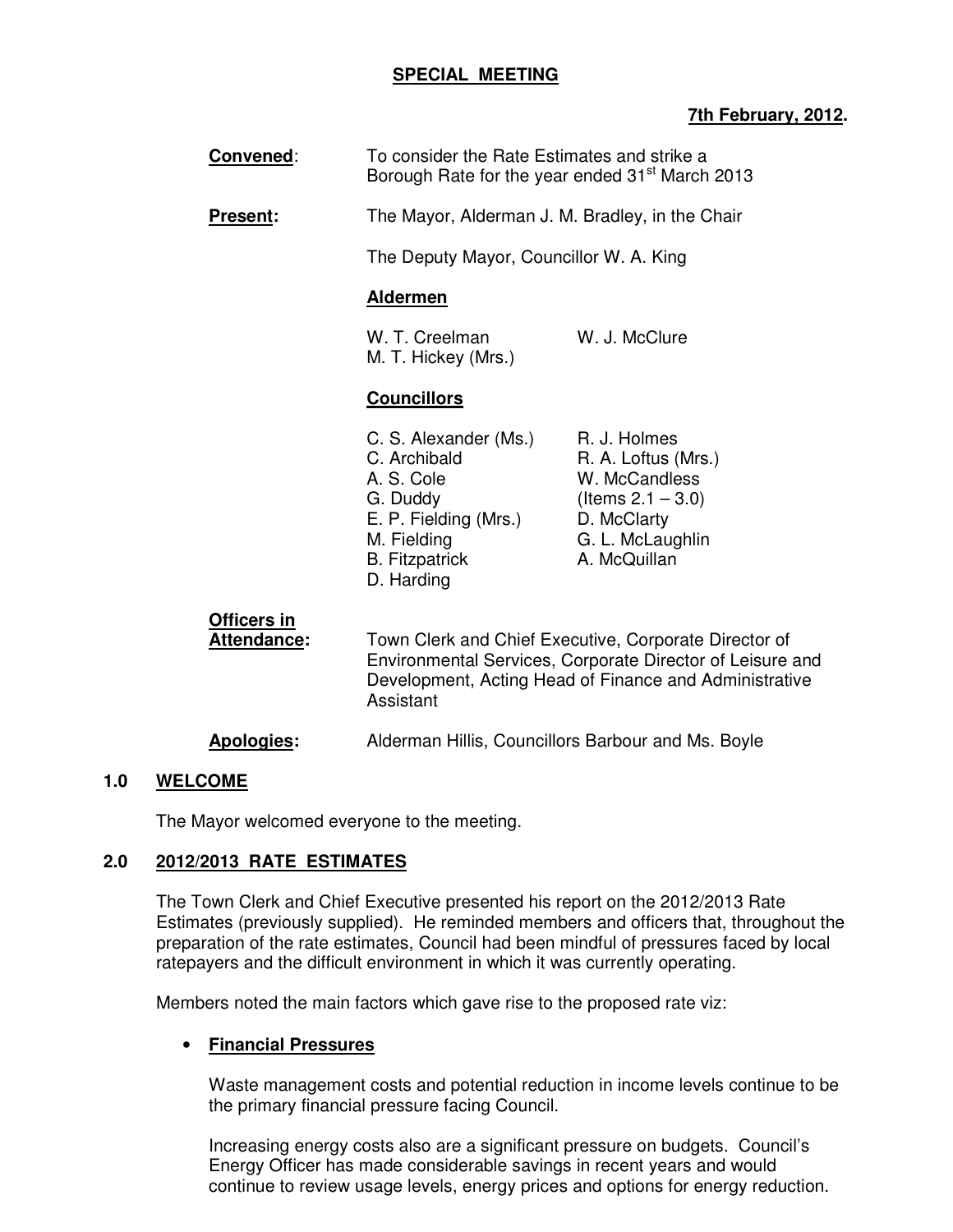**SPECIAL MEETING**

**7th February, 2012.**

**Convened**: To consider the Rate Estimates and strike a Borough Rate for the year ended 31st March 2013

**Present:** The Mayor, Alderman J. M. Bradley, in the Chair

The Deputy Mayor, Councillor W. A. King

**Aldermen**

W. T. Creelman
W. J. McClure
M. T. Hickey (Mrs.)

**Councillors**

C. S. Alexander (Ms.)
C. Archibald
A. S. Cole
G. Duddy
E. P. Fielding (Mrs.)
M. Fielding
B. Fitzpatrick
D. Harding
R. J. Holmes
R. A. Loftus (Mrs.)
W. McCandless (Items 2.1 – 3.0)
D. McClarty
G. L. McLaughlin
A. McQuillan

**Officers in Attendance:** Town Clerk and Chief Executive, Corporate Director of Environmental Services, Corporate Director of Leisure and Development, Acting Head of Finance and Administrative Assistant

**Apologies:** Alderman Hillis, Councillors Barbour and Ms. Boyle

## 1.0 WELCOME

The Mayor welcomed everyone to the meeting.

## 2.0 2012/2013 RATE ESTIMATES

The Town Clerk and Chief Executive presented his report on the 2012/2013 Rate Estimates (previously supplied). He reminded members and officers that, throughout the preparation of the rate estimates, Council had been mindful of pressures faced by local ratepayers and the difficult environment in which it was currently operating.

Members noted the main factors which gave rise to the proposed rate viz:

- **Financial Pressures**

  Waste management costs and potential reduction in income levels continue to be the primary financial pressure facing Council.

  Increasing energy costs also are a significant pressure on budgets. Council's Energy Officer has made considerable savings in recent years and would continue to review usage levels, energy prices and options for energy reduction.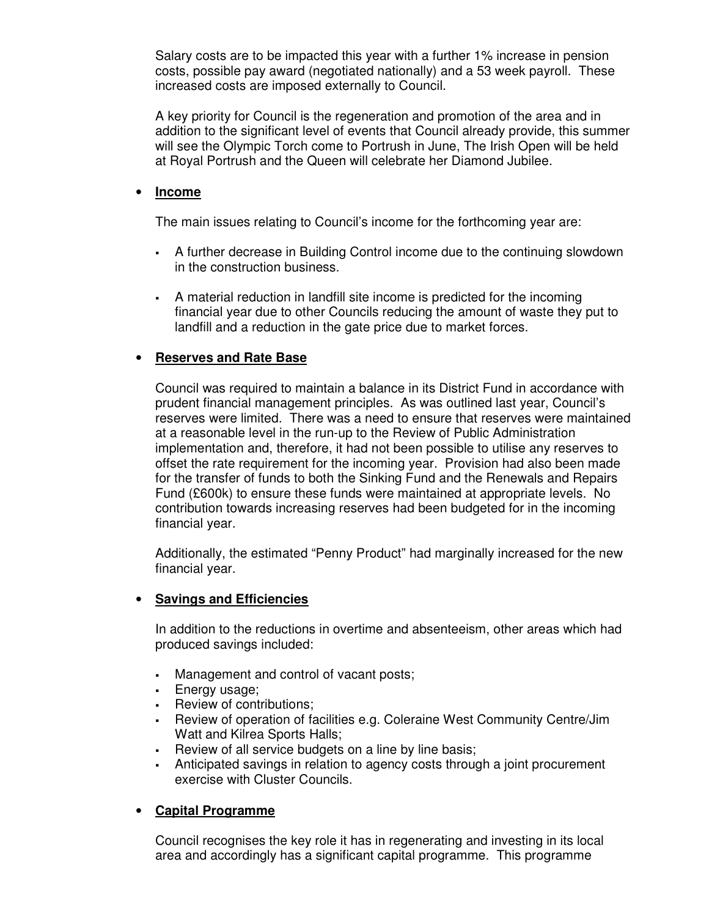Salary costs are to be impacted this year with a further 1% increase in pension costs, possible pay award (negotiated nationally) and a 53 week payroll. These increased costs are imposed externally to Council.

A key priority for Council is the regeneration and promotion of the area and in addition to the significant level of events that Council already provide, this summer will see the Olympic Torch come to Portrush in June, The Irish Open will be held at Royal Portrush and the Queen will celebrate her Diamond Jubilee.

- **Income**

  The main issues relating to Council's income for the forthcoming year are:

  - A further decrease in Building Control income due to the continuing slowdown in the construction business.
  - A material reduction in landfill site income is predicted for the incoming financial year due to other Councils reducing the amount of waste they put to landfill and a reduction in the gate price due to market forces.

- **Reserves and Rate Base**

  Council was required to maintain a balance in its District Fund in accordance with prudent financial management principles. As was outlined last year, Council's reserves were limited. There was a need to ensure that reserves were maintained at a reasonable level in the run-up to the Review of Public Administration implementation and, therefore, it had not been possible to utilise any reserves to offset the rate requirement for the incoming year. Provision had also been made for the transfer of funds to both the Sinking Fund and the Renewals and Repairs Fund (£600k) to ensure these funds were maintained at appropriate levels. No contribution towards increasing reserves had been budgeted for in the incoming financial year.

  Additionally, the estimated "Penny Product" had marginally increased for the new financial year.

- **Savings and Efficiencies**

  In addition to the reductions in overtime and absenteeism, other areas which had produced savings included:

  - Management and control of vacant posts;
  - Energy usage;
  - Review of contributions;
  - Review of operation of facilities e.g. Coleraine West Community Centre/Jim Watt and Kilrea Sports Halls;
  - Review of all service budgets on a line by line basis;
  - Anticipated savings in relation to agency costs through a joint procurement exercise with Cluster Councils.

- **Capital Programme**

  Council recognises the key role it has in regenerating and investing in its local area and accordingly has a significant capital programme. This programme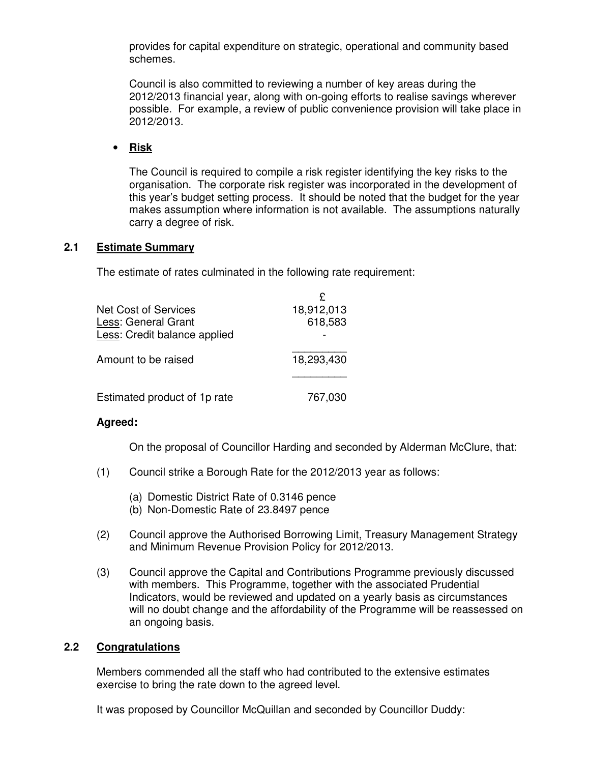provides for capital expenditure on strategic, operational and community based schemes.

Council is also committed to reviewing a number of key areas during the 2012/2013 financial year, along with on-going efforts to realise savings wherever possible. For example, a review of public convenience provision will take place in 2012/2013.

- **Risk**

  The Council is required to compile a risk register identifying the key risks to the organisation. The corporate risk register was incorporated in the development of this year's budget setting process. It should be noted that the budget for the year makes assumption where information is not available. The assumptions naturally carry a degree of risk.

## 2.1 Estimate Summary

The estimate of rates culminated in the following rate requirement:

| | £ |
|---|---|
| Net Cost of Services | 18,912,013 |
| Less: General Grant | 618,583 |
| Less: Credit balance applied | - |
| Amount to be raised | 18,293,430 |
| Estimated product of 1p rate | 767,030 |

**Agreed:**

On the proposal of Councillor Harding and seconded by Alderman McClure, that:

(1) Council strike a Borough Rate for the 2012/2013 year as follows:

  (a) Domestic District Rate of 0.3146 pence
  (b) Non-Domestic Rate of 23.8497 pence

(2) Council approve the Authorised Borrowing Limit, Treasury Management Strategy and Minimum Revenue Provision Policy for 2012/2013.

(3) Council approve the Capital and Contributions Programme previously discussed with members. This Programme, together with the associated Prudential Indicators, would be reviewed and updated on a yearly basis as circumstances will no doubt change and the affordability of the Programme will be reassessed on an ongoing basis.

## 2.2 Congratulations

Members commended all the staff who had contributed to the extensive estimates exercise to bring the rate down to the agreed level.

It was proposed by Councillor McQuillan and seconded by Councillor Duddy: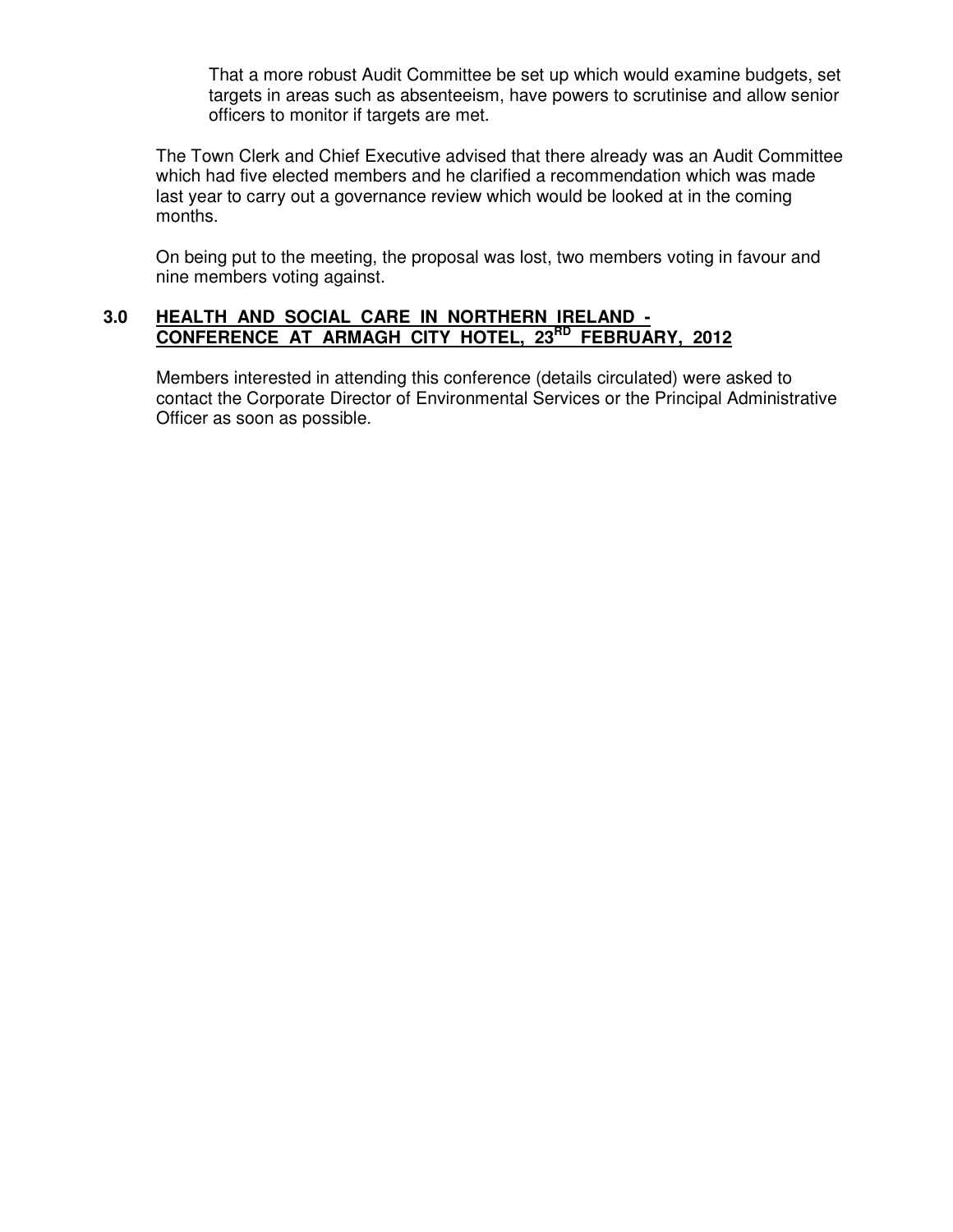That a more robust Audit Committee be set up which would examine budgets, set targets in areas such as absenteeism, have powers to scrutinise and allow senior officers to monitor if targets are met.

The Town Clerk and Chief Executive advised that there already was an Audit Committee which had five elected members and he clarified a recommendation which was made last year to carry out a governance review which would be looked at in the coming months.

On being put to the meeting, the proposal was lost, two members voting in favour and nine members voting against.

## 3.0 HEALTH AND SOCIAL CARE IN NORTHERN IRELAND - CONFERENCE AT ARMAGH CITY HOTEL, 23RD FEBRUARY, 2012

Members interested in attending this conference (details circulated) were asked to contact the Corporate Director of Environmental Services or the Principal Administrative Officer as soon as possible.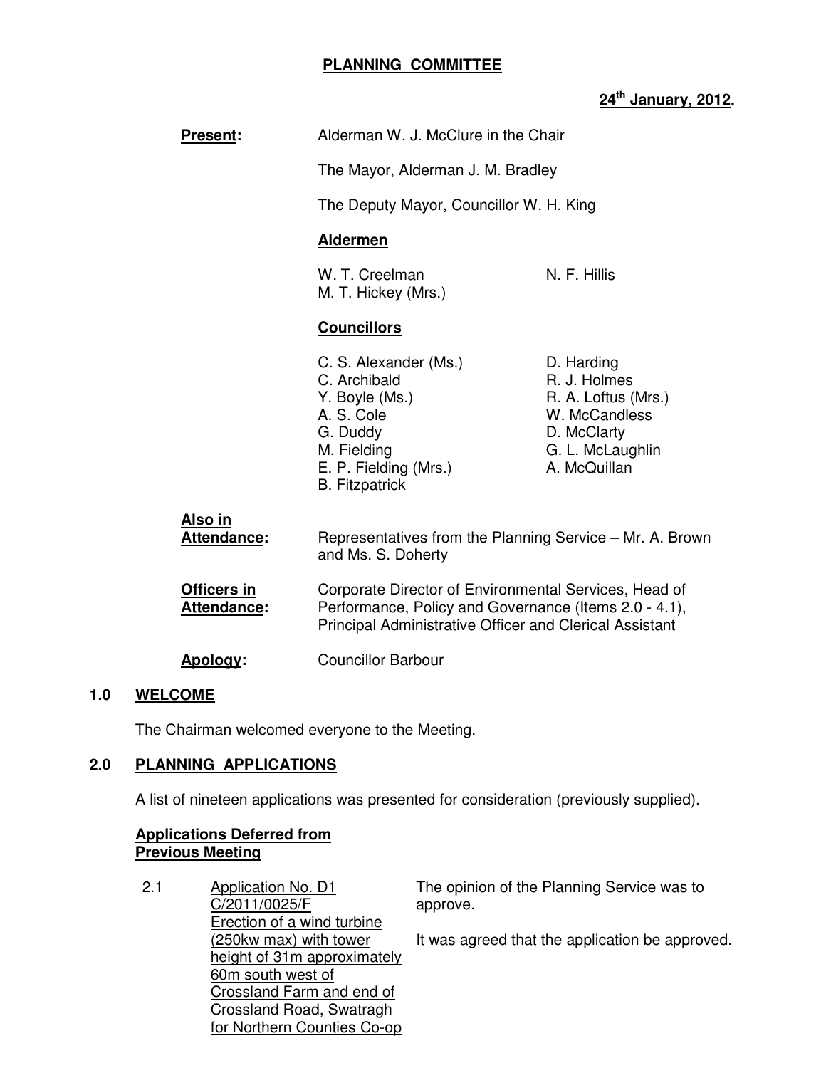# PLANNING COMMITTEE

**24th January, 2012.**

**Present:** Alderman W. J. McClure in the Chair

The Mayor, Alderman J. M. Bradley

The Deputy Mayor, Councillor W. H. King

**Aldermen**

W. T. Creelman
M. T. Hickey (Mrs.)
N. F. Hillis

**Councillors**

C. S. Alexander (Ms.)
C. Archibald
Y. Boyle (Ms.)
A. S. Cole
G. Duddy
M. Fielding
E. P. Fielding (Mrs.)
B. Fitzpatrick
D. Harding
R. J. Holmes
R. A. Loftus (Mrs.)
W. McCandless
D. McClarty
G. L. McLaughlin
A. McQuillan

**Also in Attendance:** Representatives from the Planning Service – Mr. A. Brown and Ms. S. Doherty

**Officers in Attendance:** Corporate Director of Environmental Services, Head of Performance, Policy and Governance (Items 2.0 - 4.1), Principal Administrative Officer and Clerical Assistant

**Apology:** Councillor Barbour

## 1.0 WELCOME

The Chairman welcomed everyone to the Meeting.

## 2.0 PLANNING APPLICATIONS

A list of nineteen applications was presented for consideration (previously supplied).

**Applications Deferred from Previous Meeting**

2.1 Application No. D1 C/2011/0025/F Erection of a wind turbine (250kw max) with tower height of 31m approximately 60m south west of Crossland Farm and end of Crossland Road, Swatragh for Northern Counties Co-op

The opinion of the Planning Service was to approve.

It was agreed that the application be approved.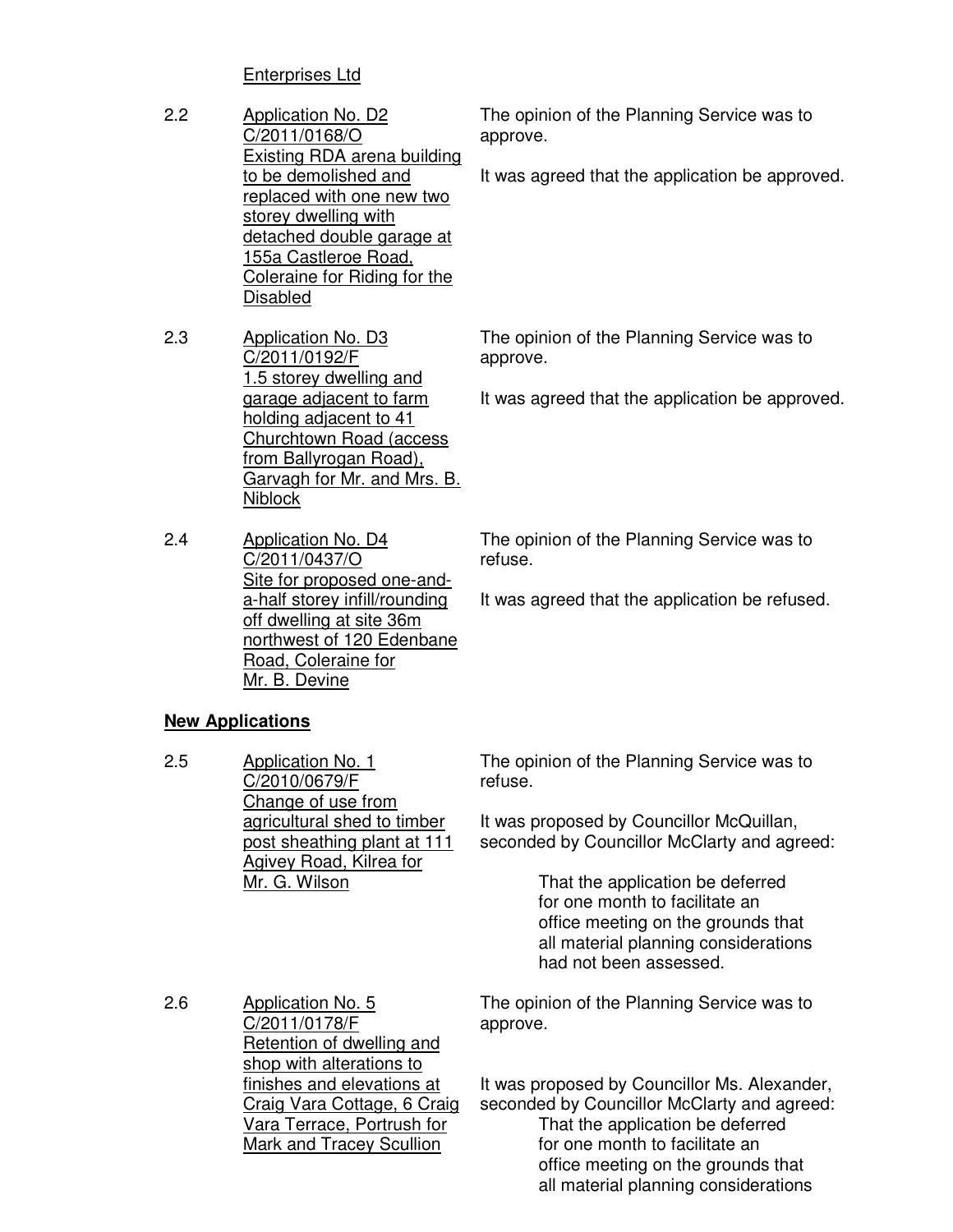Enterprises Ltd

| | | |
|---|---|---|
| 2.2 | Application No. D2<br>C/2011/0168/O<br>Existing RDA arena building to be demolished and replaced with one new two storey dwelling with detached double garage at 155a Castleroe Road, Coleraine for Riding for the Disabled | The opinion of the Planning Service was to approve.<br><br>It was agreed that the application be approved. |
| 2.3 | Application No. D3<br>C/2011/0192/F<br>1.5 storey dwelling and garage adjacent to farm holding adjacent to 41 Churchtown Road (access from Ballyrogan Road), Garvagh for Mr. and Mrs. B. Niblock | The opinion of the Planning Service was to approve.<br><br>It was agreed that the application be approved. |
| 2.4 | Application No. D4<br>C/2011/0437/O<br>Site for proposed one-and-a-half storey infill/rounding off dwelling at site 36m northwest of 120 Edenbane Road, Coleraine for Mr. B. Devine | The opinion of the Planning Service was to refuse.<br><br>It was agreed that the application be refused. |

**New Applications**

| | | |
|---|---|---|
| 2.5 | Application No. 1<br>C/2010/0679/F<br>Change of use from agricultural shed to timber post sheathing plant at 111 Agivey Road, Kilrea for Mr. G. Wilson | The opinion of the Planning Service was to refuse.<br><br>It was proposed by Councillor McQuillan, seconded by Councillor McClarty and agreed:<br><br>That the application be deferred for one month to facilitate an office meeting on the grounds that all material planning considerations had not been assessed. |
| 2.6 | Application No. 5<br>C/2011/0178/F<br>Retention of dwelling and shop with alterations to finishes and elevations at Craig Vara Cottage, 6 Craig Vara Terrace, Portrush for Mark and Tracey Scullion | The opinion of the Planning Service was to approve.<br><br>It was proposed by Councillor Ms. Alexander, seconded by Councillor McClarty and agreed:<br>That the application be deferred for one month to facilitate an office meeting on the grounds that all material planning considerations |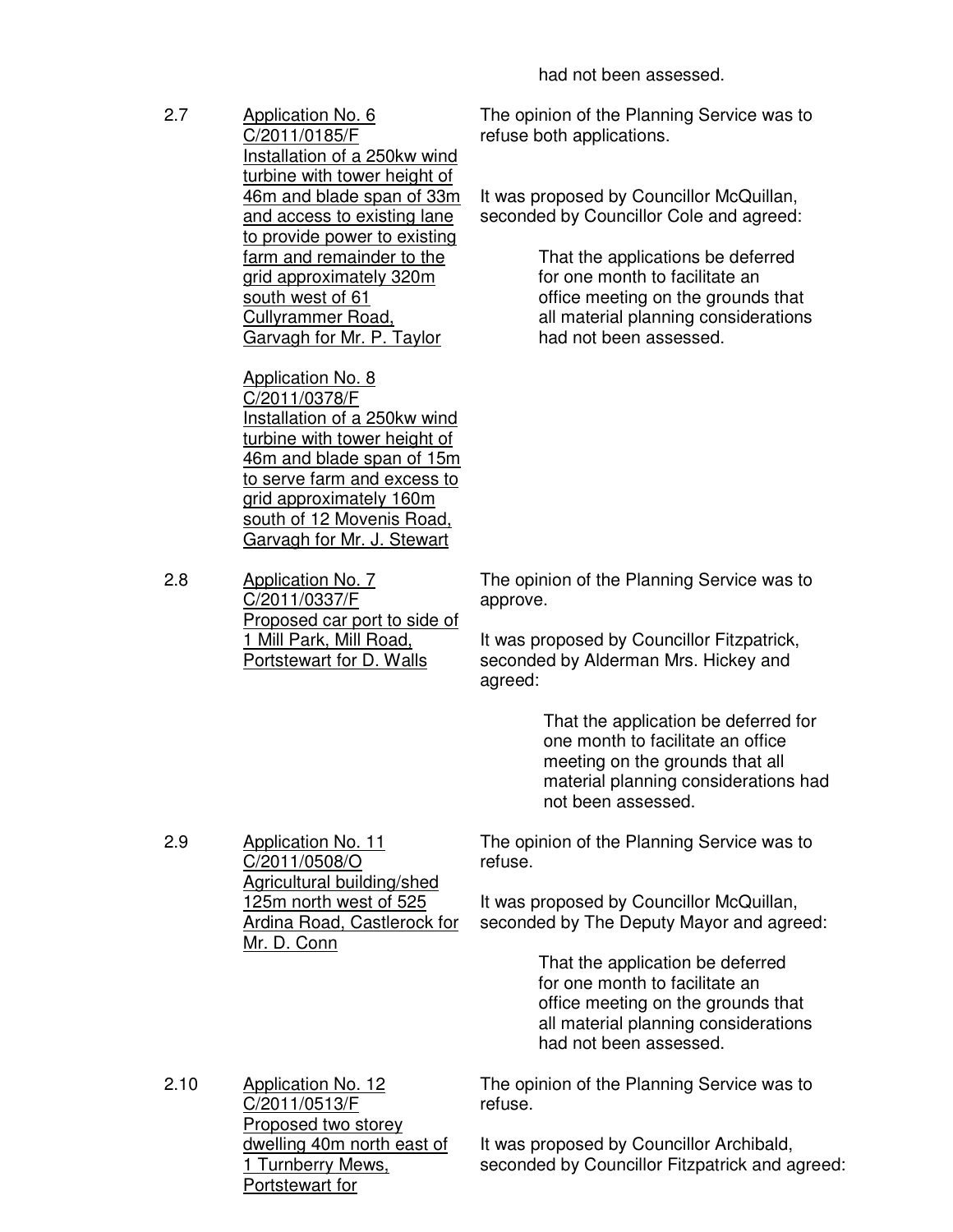had not been assessed.

2.7 Application No. 6
C/2011/0185/F
Installation of a 250kw wind turbine with tower height of 46m and blade span of 33m and access to existing lane to provide power to existing farm and remainder to the grid approximately 320m south west of 61 Cullyrammer Road, Garvagh for Mr. P. Taylor

Application No. 8
C/2011/0378/F
Installation of a 250kw wind turbine with tower height of 46m and blade span of 15m to serve farm and excess to grid approximately 160m south of 12 Movenis Road, Garvagh for Mr. J. Stewart

The opinion of the Planning Service was to refuse both applications.

It was proposed by Councillor McQuillan, seconded by Councillor Cole and agreed:

> That the applications be deferred for one month to facilitate an office meeting on the grounds that all material planning considerations had not been assessed.

2.8 Application No. 7
C/2011/0337/F
Proposed car port to side of 1 Mill Park, Mill Road, Portstewart for D. Walls

The opinion of the Planning Service was to approve.

It was proposed by Councillor Fitzpatrick, seconded by Alderman Mrs. Hickey and agreed:

> That the application be deferred for one month to facilitate an office meeting on the grounds that all material planning considerations had not been assessed.

2.9 Application No. 11
C/2011/0508/O
Agricultural building/shed 125m north west of 525 Ardina Road, Castlerock for Mr. D. Conn

The opinion of the Planning Service was to refuse.

It was proposed by Councillor McQuillan, seconded by The Deputy Mayor and agreed:

> That the application be deferred for one month to facilitate an office meeting on the grounds that all material planning considerations had not been assessed.

2.10 Application No. 12
C/2011/0513/F
Proposed two storey dwelling 40m north east of 1 Turnberry Mews, Portstewart for

The opinion of the Planning Service was to refuse.

It was proposed by Councillor Archibald, seconded by Councillor Fitzpatrick and agreed: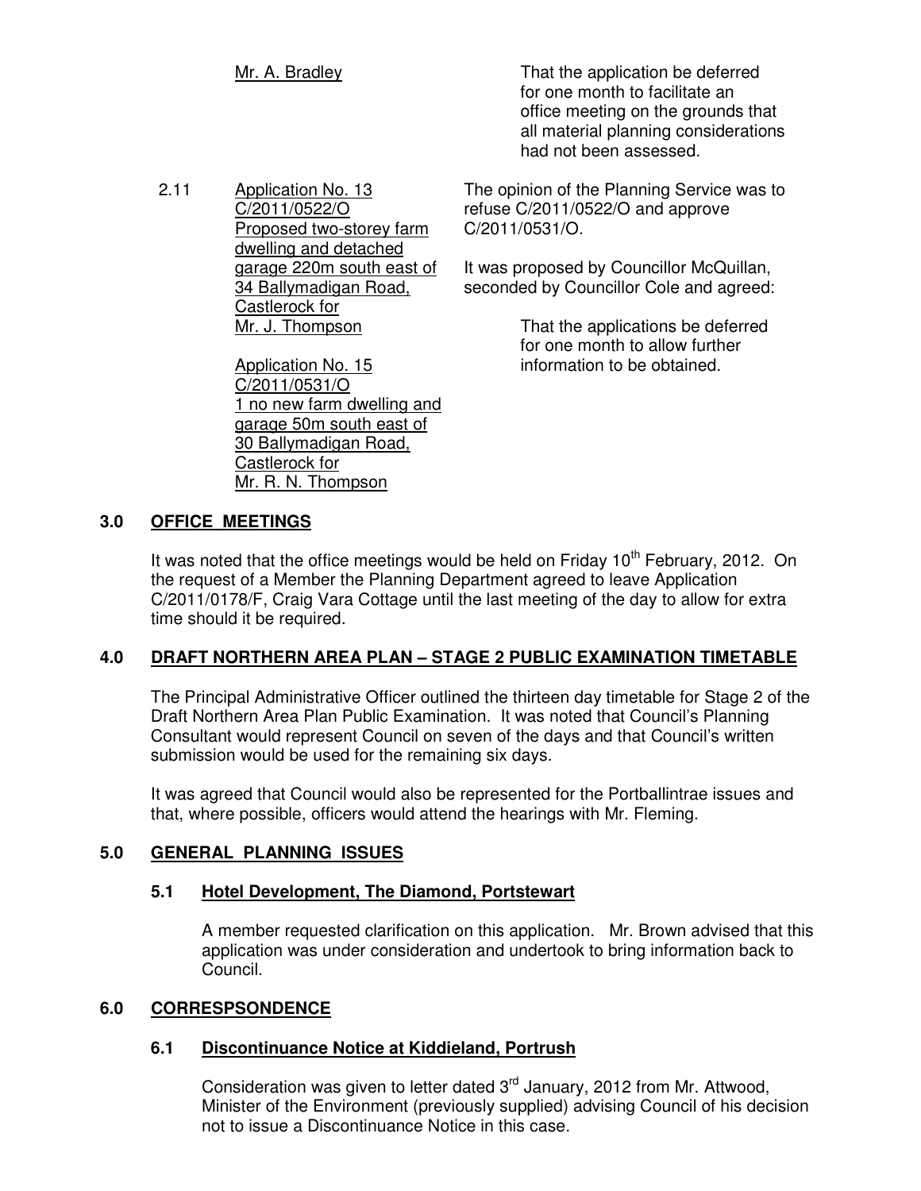Mr. A. Bradley

That the application be deferred for one month to facilitate an office meeting on the grounds that all material planning considerations had not been assessed.

2.11 Application No. 13 C/2011/0522/O Proposed two-storey farm dwelling and detached garage 220m south east of 34 Ballymadigan Road, Castlerock for Mr. J. Thompson

Application No. 15 C/2011/0531/O 1 no new farm dwelling and garage 50m south east of 30 Ballymadigan Road, Castlerock for Mr. R. N. Thompson

The opinion of the Planning Service was to refuse C/2011/0522/O and approve C/2011/0531/O.

It was proposed by Councillor McQuillan, seconded by Councillor Cole and agreed:

> That the applications be deferred for one month to allow further information to be obtained.

## 3.0 OFFICE MEETINGS

It was noted that the office meetings would be held on Friday 10th February, 2012. On the request of a Member the Planning Department agreed to leave Application C/2011/0178/F, Craig Vara Cottage until the last meeting of the day to allow for extra time should it be required.

## 4.0 DRAFT NORTHERN AREA PLAN – STAGE 2 PUBLIC EXAMINATION TIMETABLE

The Principal Administrative Officer outlined the thirteen day timetable for Stage 2 of the Draft Northern Area Plan Public Examination. It was noted that Council's Planning Consultant would represent Council on seven of the days and that Council's written submission would be used for the remaining six days.

It was agreed that Council would also be represented for the Portballintrae issues and that, where possible, officers would attend the hearings with Mr. Fleming.

## 5.0 GENERAL PLANNING ISSUES

### 5.1 Hotel Development, The Diamond, Portstewart

A member requested clarification on this application. Mr. Brown advised that this application was under consideration and undertook to bring information back to Council.

## 6.0 CORRESPSONDENCE

### 6.1 Discontinuance Notice at Kiddieland, Portrush

Consideration was given to letter dated 3rd January, 2012 from Mr. Attwood, Minister of the Environment (previously supplied) advising Council of his decision not to issue a Discontinuance Notice in this case.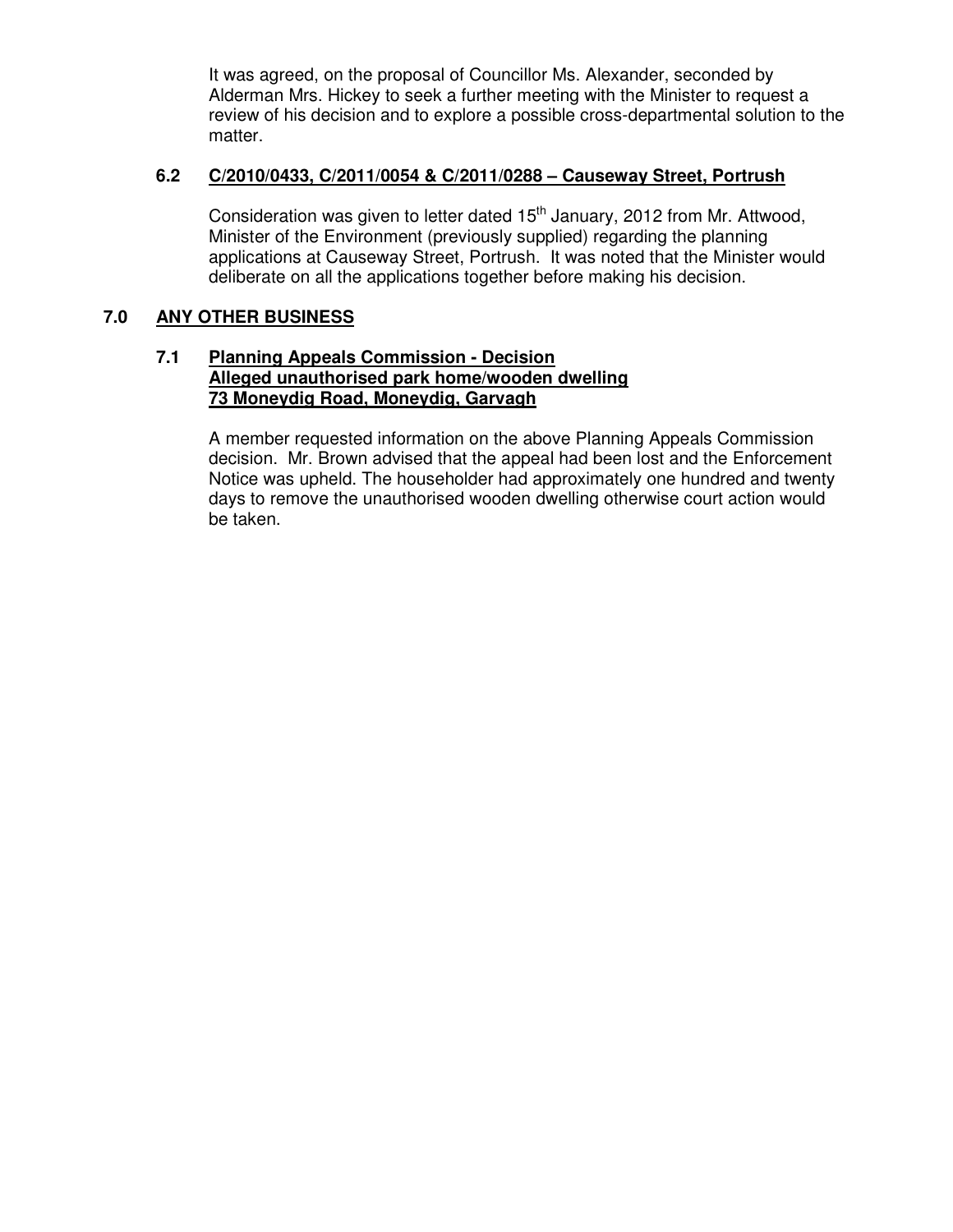It was agreed, on the proposal of Councillor Ms. Alexander, seconded by Alderman Mrs. Hickey to seek a further meeting with the Minister to request a review of his decision and to explore a possible cross-departmental solution to the matter.

### 6.2 C/2010/0433, C/2011/0054 & C/2011/0288 – Causeway Street, Portrush

Consideration was given to letter dated 15th January, 2012 from Mr. Attwood, Minister of the Environment (previously supplied) regarding the planning applications at Causeway Street, Portrush. It was noted that the Minister would deliberate on all the applications together before making his decision.

## 7.0 ANY OTHER BUSINESS

### 7.1 Planning Appeals Commission - Decision Alleged unauthorised park home/wooden dwelling 73 Moneydig Road, Moneydig, Garvagh

A member requested information on the above Planning Appeals Commission decision. Mr. Brown advised that the appeal had been lost and the Enforcement Notice was upheld. The householder had approximately one hundred and twenty days to remove the unauthorised wooden dwelling otherwise court action would be taken.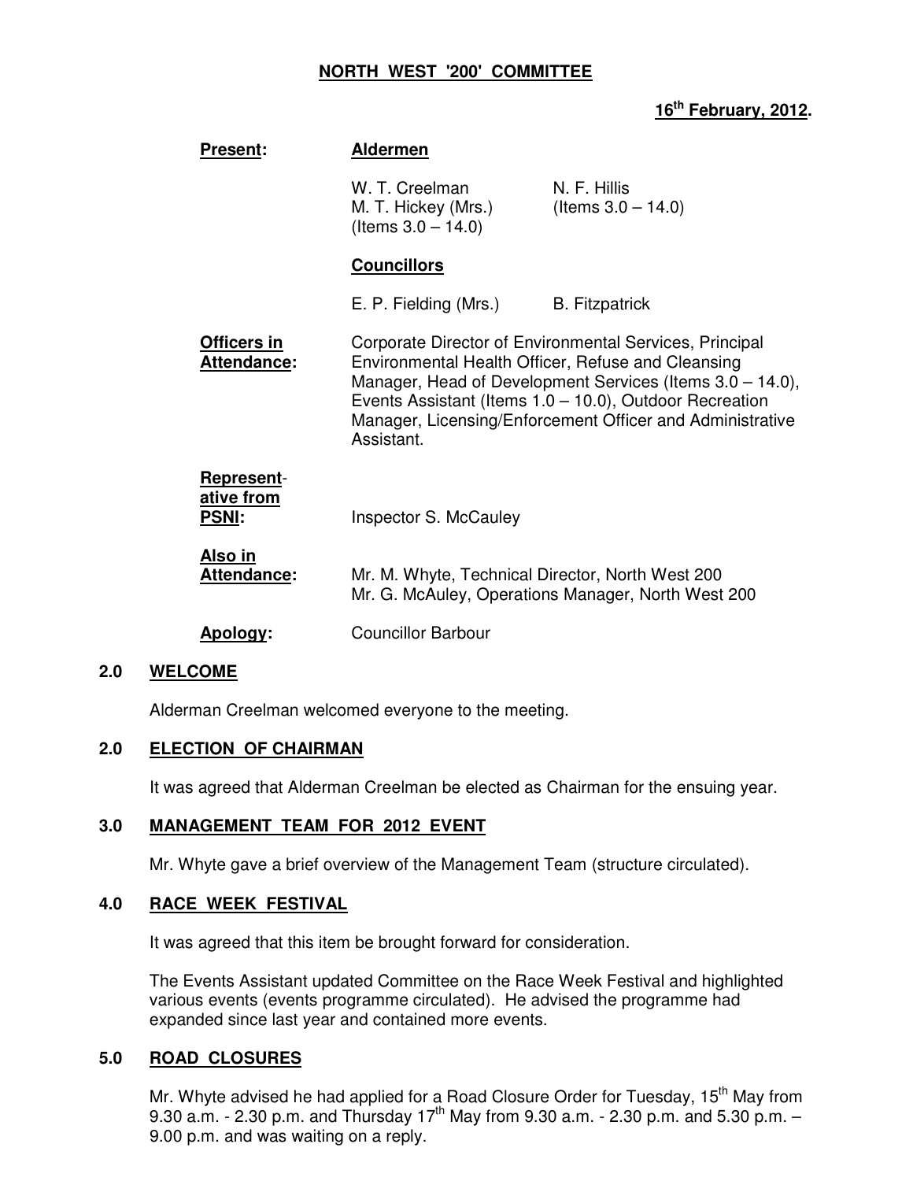# NORTH WEST '200' COMMITTEE

**16th February, 2012.**

| | |
|---|---|
| **Present:** | **Aldermen** |
| | W. T. Creelman &nbsp;&nbsp;&nbsp;&nbsp; N. F. Hillis |
| | M. T. Hickey (Mrs.) &nbsp;&nbsp;&nbsp;&nbsp; (Items 3.0 – 14.0) |
| | (Items 3.0 – 14.0) |
| | **Councillors** |
| | E. P. Fielding (Mrs.) &nbsp;&nbsp;&nbsp;&nbsp; B. Fitzpatrick |
| **Officers in Attendance:** | Corporate Director of Environmental Services, Principal Environmental Health Officer, Refuse and Cleansing Manager, Head of Development Services (Items 3.0 – 14.0), Events Assistant (Items 1.0 – 10.0), Outdoor Recreation Manager, Licensing/Enforcement Officer and Administrative Assistant. |
| **Representative from PSNI:** | Inspector S. McCauley |
| **Also in Attendance:** | Mr. M. Whyte, Technical Director, North West 200<br>Mr. G. McAuley, Operations Manager, North West 200 |
| **Apology:** | Councillor Barbour |

## 2.0 WELCOME

Alderman Creelman welcomed everyone to the meeting.

## 2.0 ELECTION OF CHAIRMAN

It was agreed that Alderman Creelman be elected as Chairman for the ensuing year.

## 3.0 MANAGEMENT TEAM FOR 2012 EVENT

Mr. Whyte gave a brief overview of the Management Team (structure circulated).

## 4.0 RACE WEEK FESTIVAL

It was agreed that this item be brought forward for consideration.

The Events Assistant updated Committee on the Race Week Festival and highlighted various events (events programme circulated). He advised the programme had expanded since last year and contained more events.

## 5.0 ROAD CLOSURES

Mr. Whyte advised he had applied for a Road Closure Order for Tuesday, 15th May from 9.30 a.m. - 2.30 p.m. and Thursday 17th May from 9.30 a.m. - 2.30 p.m. and 5.30 p.m. – 9.00 p.m. and was waiting on a reply.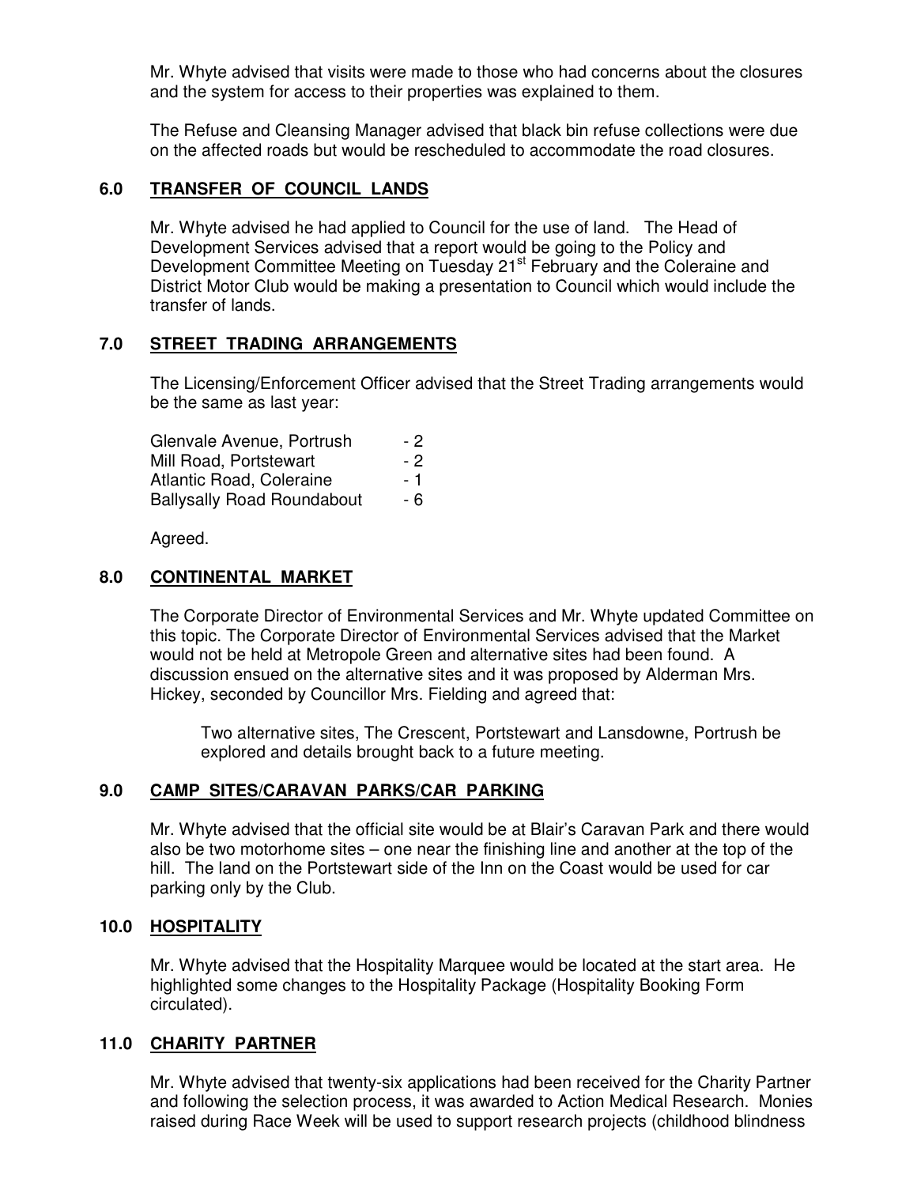Mr. Whyte advised that visits were made to those who had concerns about the closures and the system for access to their properties was explained to them.

The Refuse and Cleansing Manager advised that black bin refuse collections were due on the affected roads but would be rescheduled to accommodate the road closures.

## 6.0 TRANSFER OF COUNCIL LANDS

Mr. Whyte advised he had applied to Council for the use of land. The Head of Development Services advised that a report would be going to the Policy and Development Committee Meeting on Tuesday 21st February and the Coleraine and District Motor Club would be making a presentation to Council which would include the transfer of lands.

## 7.0 STREET TRADING ARRANGEMENTS

The Licensing/Enforcement Officer advised that the Street Trading arrangements would be the same as last year:

| | |
|---|---|
| Glenvale Avenue, Portrush | - 2 |
| Mill Road, Portstewart | - 2 |
| Atlantic Road, Coleraine | - 1 |
| Ballysally Road Roundabout | - 6 |

Agreed.

## 8.0 CONTINENTAL MARKET

The Corporate Director of Environmental Services and Mr. Whyte updated Committee on this topic. The Corporate Director of Environmental Services advised that the Market would not be held at Metropole Green and alternative sites had been found. A discussion ensued on the alternative sites and it was proposed by Alderman Mrs. Hickey, seconded by Councillor Mrs. Fielding and agreed that:

> Two alternative sites, The Crescent, Portstewart and Lansdowne, Portrush be explored and details brought back to a future meeting.

## 9.0 CAMP SITES/CARAVAN PARKS/CAR PARKING

Mr. Whyte advised that the official site would be at Blair's Caravan Park and there would also be two motorhome sites – one near the finishing line and another at the top of the hill. The land on the Portstewart side of the Inn on the Coast would be used for car parking only by the Club.

## 10.0 HOSPITALITY

Mr. Whyte advised that the Hospitality Marquee would be located at the start area. He highlighted some changes to the Hospitality Package (Hospitality Booking Form circulated).

## 11.0 CHARITY PARTNER

Mr. Whyte advised that twenty-six applications had been received for the Charity Partner and following the selection process, it was awarded to Action Medical Research. Monies raised during Race Week will be used to support research projects (childhood blindness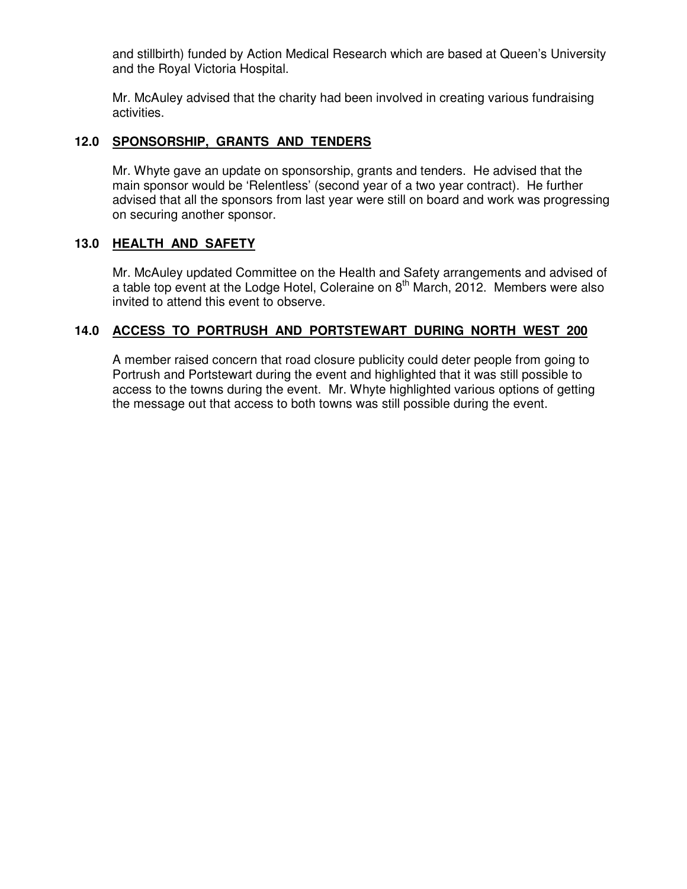and stillbirth) funded by Action Medical Research which are based at Queen's University and the Royal Victoria Hospital.

Mr. McAuley advised that the charity had been involved in creating various fundraising activities.

## 12.0 SPONSORSHIP, GRANTS AND TENDERS

Mr. Whyte gave an update on sponsorship, grants and tenders. He advised that the main sponsor would be 'Relentless' (second year of a two year contract). He further advised that all the sponsors from last year were still on board and work was progressing on securing another sponsor.

## 13.0 HEALTH AND SAFETY

Mr. McAuley updated Committee on the Health and Safety arrangements and advised of a table top event at the Lodge Hotel, Coleraine on 8th March, 2012. Members were also invited to attend this event to observe.

## 14.0 ACCESS TO PORTRUSH AND PORTSTEWART DURING NORTH WEST 200

A member raised concern that road closure publicity could deter people from going to Portrush and Portstewart during the event and highlighted that it was still possible to access to the towns during the event. Mr. Whyte highlighted various options of getting the message out that access to both towns was still possible during the event.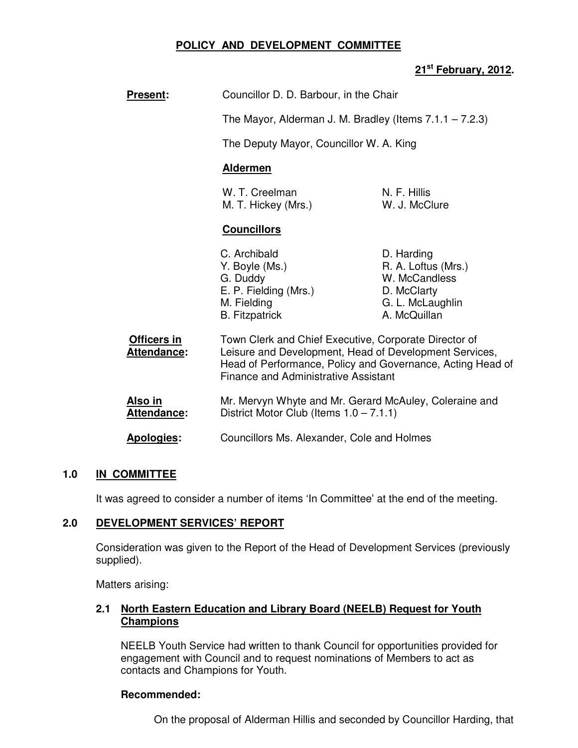# POLICY AND DEVELOPMENT COMMITTEE

**21st February, 2012.**

**Present:** Councillor D. D. Barbour, in the Chair

The Mayor, Alderman J. M. Bradley (Items 7.1.1 – 7.2.3)

The Deputy Mayor, Councillor W. A. King

**Aldermen**

W. T. Creelman
M. T. Hickey (Mrs.)
N. F. Hillis
W. J. McClure

**Councillors**

C. Archibald
Y. Boyle (Ms.)
G. Duddy
E. P. Fielding (Mrs.)
M. Fielding
B. Fitzpatrick
D. Harding
R. A. Loftus (Mrs.)
W. McCandless
D. McClarty
G. L. McLaughlin
A. McQuillan

**Officers in Attendance:** Town Clerk and Chief Executive, Corporate Director of Leisure and Development, Head of Development Services, Head of Performance, Policy and Governance, Acting Head of Finance and Administrative Assistant

**Also in Attendance:** Mr. Mervyn Whyte and Mr. Gerard McAuley, Coleraine and District Motor Club (Items 1.0 – 7.1.1)

**Apologies:** Councillors Ms. Alexander, Cole and Holmes

## 1.0 IN COMMITTEE

It was agreed to consider a number of items 'In Committee' at the end of the meeting.

## 2.0 DEVELOPMENT SERVICES' REPORT

Consideration was given to the Report of the Head of Development Services (previously supplied).

Matters arising:

### 2.1 North Eastern Education and Library Board (NEELB) Request for Youth Champions

NEELB Youth Service had written to thank Council for opportunities provided for engagement with Council and to request nominations of Members to act as contacts and Champions for Youth.

**Recommended:**

On the proposal of Alderman Hillis and seconded by Councillor Harding, that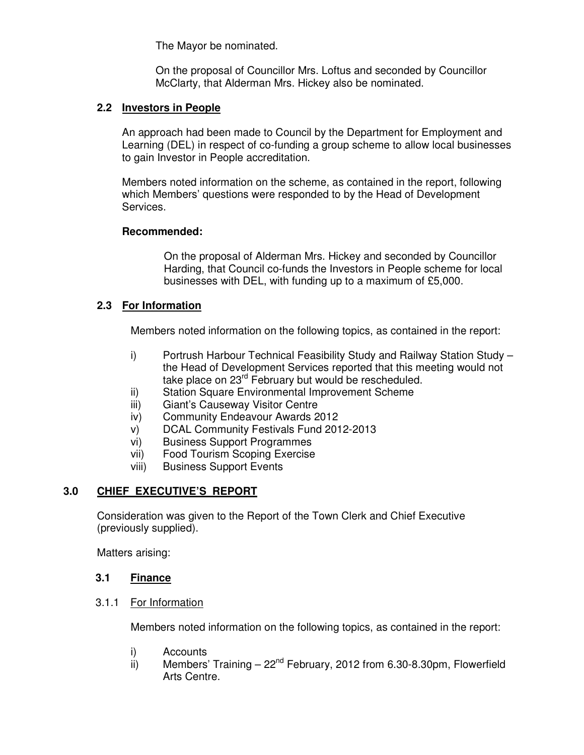The Mayor be nominated.

On the proposal of Councillor Mrs. Loftus and seconded by Councillor McClarty, that Alderman Mrs. Hickey also be nominated.

### 2.2 Investors in People

An approach had been made to Council by the Department for Employment and Learning (DEL) in respect of co-funding a group scheme to allow local businesses to gain Investor in People accreditation.

Members noted information on the scheme, as contained in the report, following which Members' questions were responded to by the Head of Development Services.

**Recommended:**

On the proposal of Alderman Mrs. Hickey and seconded by Councillor Harding, that Council co-funds the Investors in People scheme for local businesses with DEL, with funding up to a maximum of £5,000.

### 2.3 For Information

Members noted information on the following topics, as contained in the report:

i) Portrush Harbour Technical Feasibility Study and Railway Station Study – the Head of Development Services reported that this meeting would not take place on 23rd February but would be rescheduled.
ii) Station Square Environmental Improvement Scheme
iii) Giant's Causeway Visitor Centre
iv) Community Endeavour Awards 2012
v) DCAL Community Festivals Fund 2012-2013
vi) Business Support Programmes
vii) Food Tourism Scoping Exercise
viii) Business Support Events

## 3.0 CHIEF EXECUTIVE'S REPORT

Consideration was given to the Report of the Town Clerk and Chief Executive (previously supplied).

Matters arising:

### 3.1 Finance

#### 3.1.1 For Information

Members noted information on the following topics, as contained in the report:

i) Accounts
ii) Members' Training – 22nd February, 2012 from 6.30-8.30pm, Flowerfield Arts Centre.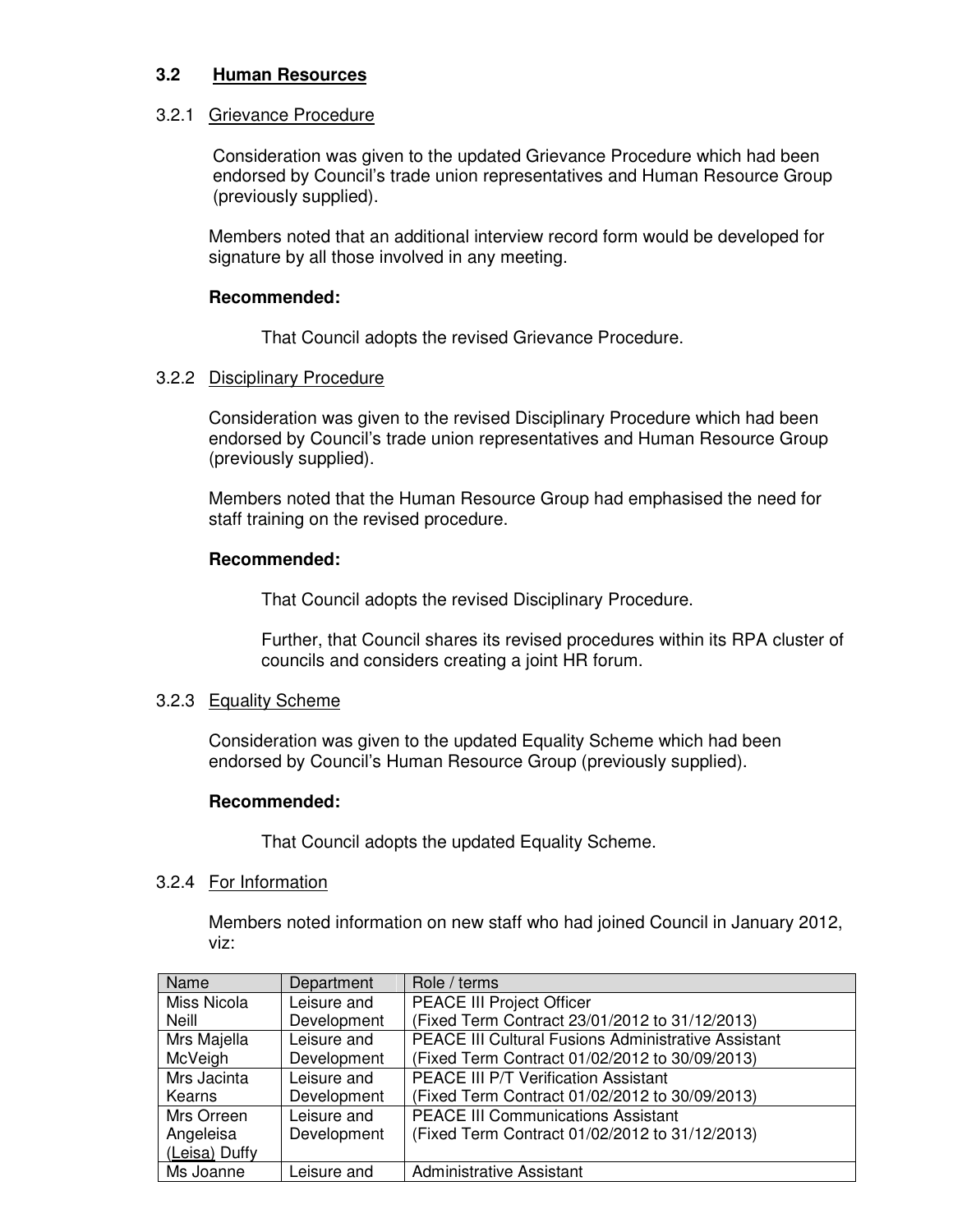## 3.2 Human Resources

### 3.2.1 Grievance Procedure

Consideration was given to the updated Grievance Procedure which had been endorsed by Council's trade union representatives and Human Resource Group (previously supplied).

Members noted that an additional interview record form would be developed for signature by all those involved in any meeting.

**Recommended:**

That Council adopts the revised Grievance Procedure.

### 3.2.2 Disciplinary Procedure

Consideration was given to the revised Disciplinary Procedure which had been endorsed by Council's trade union representatives and Human Resource Group (previously supplied).

Members noted that the Human Resource Group had emphasised the need for staff training on the revised procedure.

**Recommended:**

That Council adopts the revised Disciplinary Procedure.

Further, that Council shares its revised procedures within its RPA cluster of councils and considers creating a joint HR forum.

### 3.2.3 Equality Scheme

Consideration was given to the updated Equality Scheme which had been endorsed by Council's Human Resource Group (previously supplied).

**Recommended:**

That Council adopts the updated Equality Scheme.

### 3.2.4 For Information

Members noted information on new staff who had joined Council in January 2012, viz:

| Name | Department | Role / terms |
|---|---|---|
| Miss Nicola Neill | Leisure and Development | PEACE III Project Officer (Fixed Term Contract 23/01/2012 to 31/12/2013) |
| Mrs Majella McVeigh | Leisure and Development | PEACE III Cultural Fusions Administrative Assistant (Fixed Term Contract 01/02/2012 to 30/09/2013) |
| Mrs Jacinta Kearns | Leisure and Development | PEACE III P/T Verification Assistant (Fixed Term Contract 01/02/2012 to 30/09/2013) |
| Mrs Orreen Angeleisa (Leisa) Duffy | Leisure and Development | PEACE III Communications Assistant (Fixed Term Contract 01/02/2012 to 31/12/2013) |
| Ms Joanne | Leisure and | Administrative Assistant |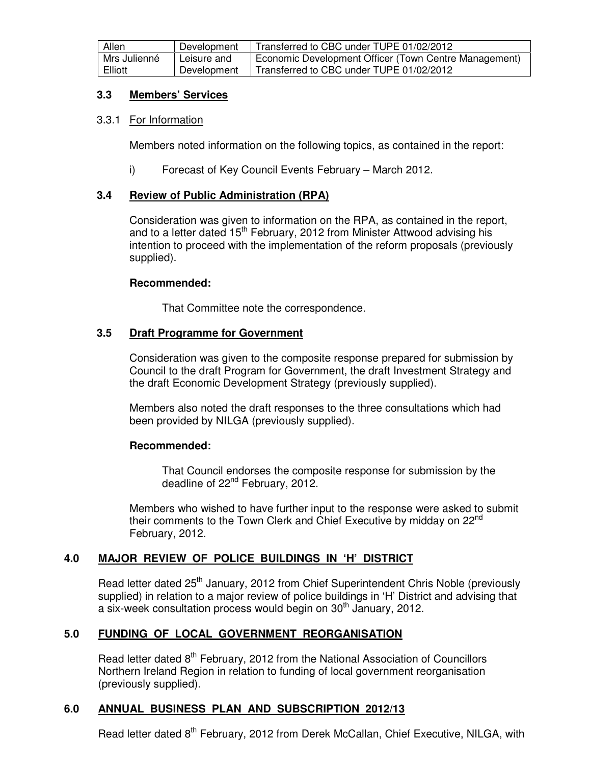| Allen | Development | Transferred to CBC under TUPE 01/02/2012 |
|---|---|---|
| Mrs Julienné Elliott | Leisure and Development | Economic Development Officer (Town Centre Management) Transferred to CBC under TUPE 01/02/2012 |

### 3.3 Members' Services

3.3.1 For Information

Members noted information on the following topics, as contained in the report:

i) Forecast of Key Council Events February – March 2012.

### 3.4 Review of Public Administration (RPA)

Consideration was given to information on the RPA, as contained in the report, and to a letter dated 15th February, 2012 from Minister Attwood advising his intention to proceed with the implementation of the reform proposals (previously supplied).

**Recommended:**

That Committee note the correspondence.

### 3.5 Draft Programme for Government

Consideration was given to the composite response prepared for submission by Council to the draft Program for Government, the draft Investment Strategy and the draft Economic Development Strategy (previously supplied).

Members also noted the draft responses to the three consultations which had been provided by NILGA (previously supplied).

**Recommended:**

That Council endorses the composite response for submission by the deadline of 22nd February, 2012.

Members who wished to have further input to the response were asked to submit their comments to the Town Clerk and Chief Executive by midday on 22nd February, 2012.

## 4.0 MAJOR REVIEW OF POLICE BUILDINGS IN 'H' DISTRICT

Read letter dated 25th January, 2012 from Chief Superintendent Chris Noble (previously supplied) in relation to a major review of police buildings in 'H' District and advising that a six-week consultation process would begin on 30th January, 2012.

## 5.0 FUNDING OF LOCAL GOVERNMENT REORGANISATION

Read letter dated 8th February, 2012 from the National Association of Councillors Northern Ireland Region in relation to funding of local government reorganisation (previously supplied).

## 6.0 ANNUAL BUSINESS PLAN AND SUBSCRIPTION 2012/13

Read letter dated 8th February, 2012 from Derek McCallan, Chief Executive, NILGA, with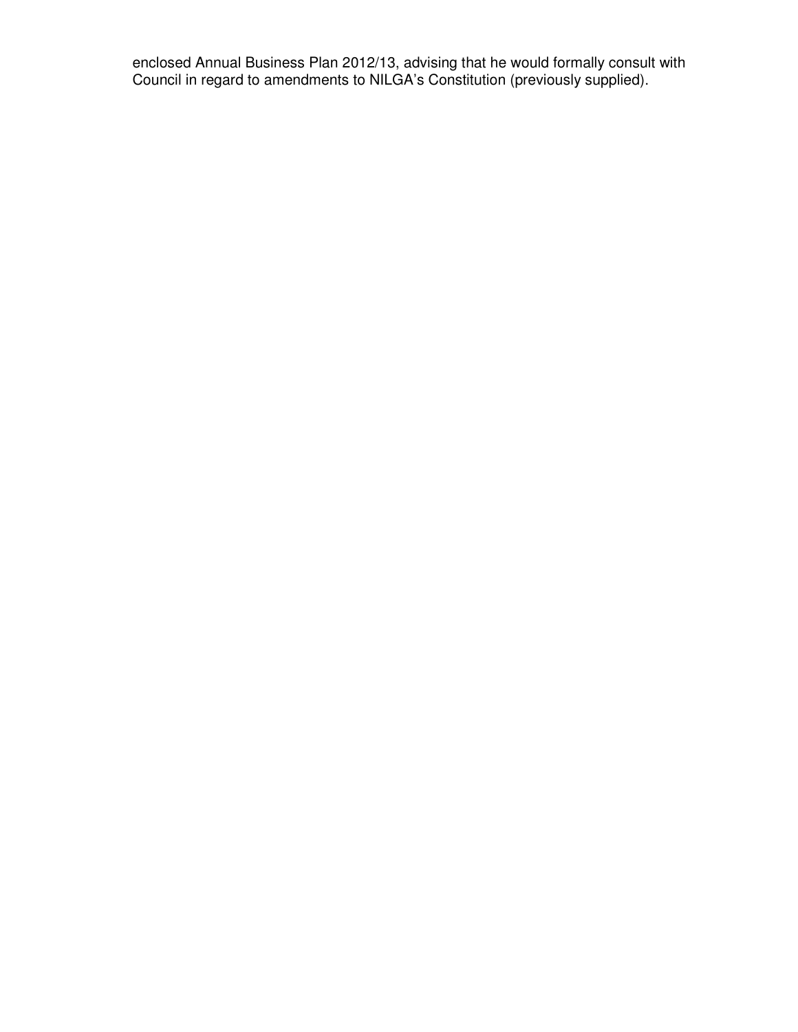enclosed Annual Business Plan 2012/13, advising that he would formally consult with Council in regard to amendments to NILGA's Constitution (previously supplied).